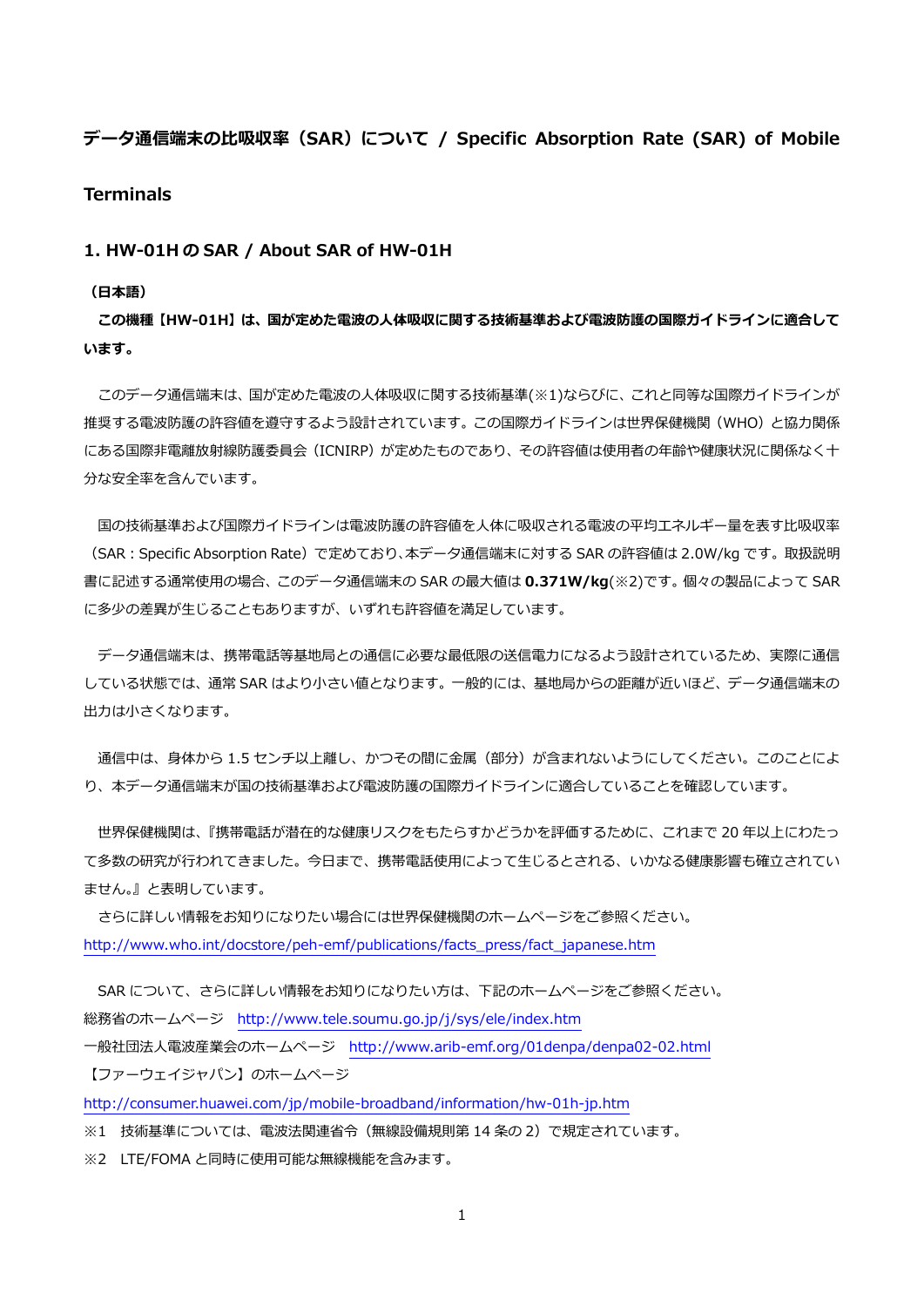# データ通信端末の比吸収率（SAR）について / Specific Absorption Rate (SAR) of Mobile Terminals

## 1. HW-01H の SAR / About SAR of HW-01H

**（日本語）**

**この機種【HW-01H】は、国が定めた電波の人体吸収に関する技術基準および電波防護の国際ガイドラインに適合しています。**

このデータ通信端末は、国が定めた電波の人体吸収に関する技術基準(※1)ならびに、これと同等な国際ガイドラインが推奨する電波防護の許容値を遵守するよう設計されています。この国際ガイドラインは世界保健機関（WHO）と協力関係にある国際非電離放射線防護委員会（ICNIRP）が定めたものであり、その許容値は使用者の年齢や健康状況に関係なく十分な安全率を含んでいます。

国の技術基準および国際ガイドラインは電波防護の許容値を人体に吸収される電波の平均エネルギー量を表す比吸収率（SAR：Specific Absorption Rate）で定めており、本データ通信端末に対する SAR の許容値は 2.0W/kg です。取扱説明書に記述する通常使用の場合、このデータ通信端末の SAR の最大値は **0.371W/kg**(※2)です。個々の製品によって SAR に多少の差異が生じることもありますが、いずれも許容値を満足しています。

データ通信端末は、携帯電話等基地局との通信に必要な最低限の送信電力になるよう設計されているため、実際に通信している状態では、通常 SAR はより小さい値となります。一般的には、基地局からの距離が近いほど、データ通信端末の出力は小さくなります。

通信中は、身体から 1.5 センチ以上離し、かつその間に金属（部分）が含まれないようにしてください。このことにより、本データ通信端末が国の技術基準および電波防護の国際ガイドラインに適合していることを確認しています。

世界保健機関は、『携帯電話が潜在的な健康リスクをもたらすかどうかを評価するために、これまで 20 年以上にわたって多数の研究が行われてきました。今日まで、携帯電話使用によって生じるとされる、いかなる健康影響も確立されていません。』と表明しています。

さらに詳しい情報をお知りになりたい場合には世界保健機関のホームページをご参照ください。
http://www.who.int/docstore/peh-emf/publications/facts_press/fact_japanese.htm

SAR について、さらに詳しい情報をお知りになりたい方は、下記のホームページをご参照ください。
総務省のホームページ　http://www.tele.soumu.go.jp/j/sys/ele/index.htm
一般社団法人電波産業会のホームページ　http://www.arib-emf.org/01denpa/denpa02-02.html
【ファーウェイジャパン】のホームページ
http://consumer.huawei.com/jp/mobile-broadband/information/hw-01h-jp.htm

※1　技術基準については、電波法関連省令（無線設備規則第 14 条の 2）で規定されています。
※2　LTE/FOMA と同時に使用可能な無線機能を含みます。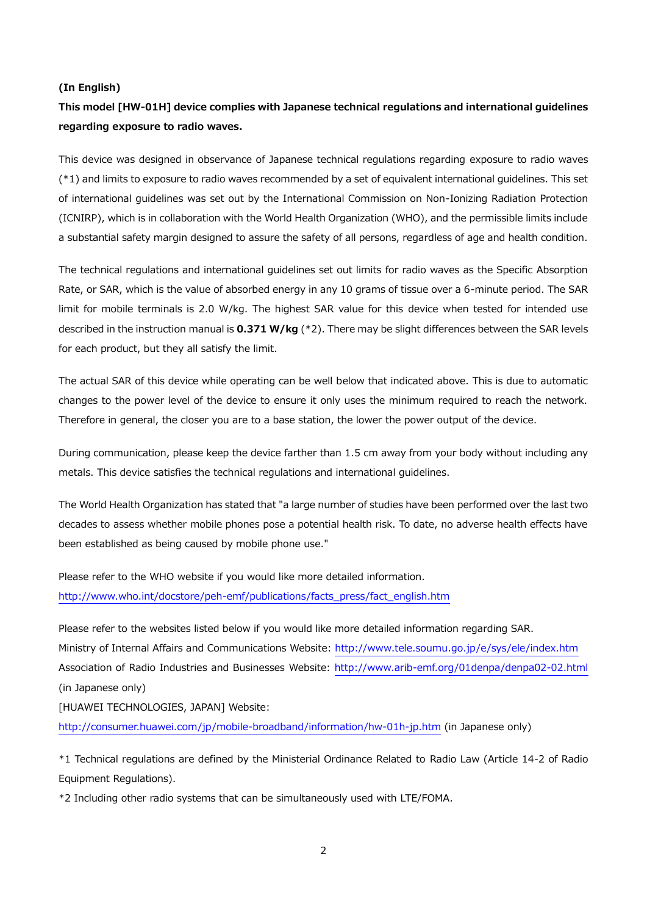**(In English)**

**This model [HW-01H] device complies with Japanese technical regulations and international guidelines regarding exposure to radio waves.**

This device was designed in observance of Japanese technical regulations regarding exposure to radio waves (*1) and limits to exposure to radio waves recommended by a set of equivalent international guidelines. This set of international guidelines was set out by the International Commission on Non-Ionizing Radiation Protection (ICNIRP), which is in collaboration with the World Health Organization (WHO), and the permissible limits include a substantial safety margin designed to assure the safety of all persons, regardless of age and health condition.

The technical regulations and international guidelines set out limits for radio waves as the Specific Absorption Rate, or SAR, which is the value of absorbed energy in any 10 grams of tissue over a 6-minute period. The SAR limit for mobile terminals is 2.0 W/kg. The highest SAR value for this device when tested for intended use described in the instruction manual is **0.371 W/kg** (*2). There may be slight differences between the SAR levels for each product, but they all satisfy the limit.

The actual SAR of this device while operating can be well below that indicated above. This is due to automatic changes to the power level of the device to ensure it only uses the minimum required to reach the network. Therefore in general, the closer you are to a base station, the lower the power output of the device.

During communication, please keep the device farther than 1.5 cm away from your body without including any metals. This device satisfies the technical regulations and international guidelines.

The World Health Organization has stated that "a large number of studies have been performed over the last two decades to assess whether mobile phones pose a potential health risk. To date, no adverse health effects have been established as being caused by mobile phone use."

Please refer to the WHO website if you would like more detailed information.
http://www.who.int/docstore/peh-emf/publications/facts_press/fact_english.htm

Please refer to the websites listed below if you would like more detailed information regarding SAR.
Ministry of Internal Affairs and Communications Website: http://www.tele.soumu.go.jp/e/sys/ele/index.htm
Association of Radio Industries and Businesses Website: http://www.arib-emf.org/01denpa/denpa02-02.html (in Japanese only)
[HUAWEI TECHNOLOGIES, JAPAN] Website:
http://consumer.huawei.com/jp/mobile-broadband/information/hw-01h-jp.htm (in Japanese only)

*1 Technical regulations are defined by the Ministerial Ordinance Related to Radio Law (Article 14-2 of Radio Equipment Regulations).

*2 Including other radio systems that can be simultaneously used with LTE/FOMA.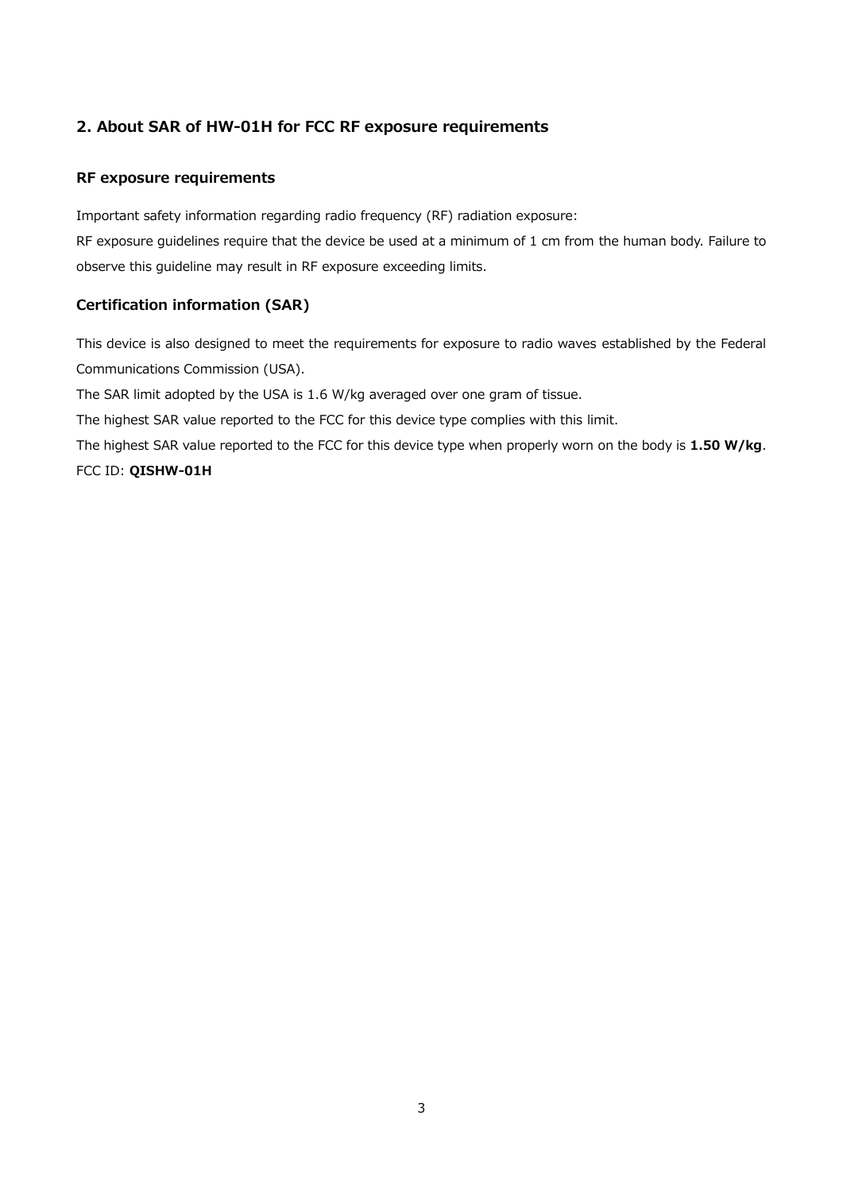## 2. About SAR of HW-01H for FCC RF exposure requirements

### RF exposure requirements

Important safety information regarding radio frequency (RF) radiation exposure:
RF exposure guidelines require that the device be used at a minimum of 1 cm from the human body. Failure to observe this guideline may result in RF exposure exceeding limits.

### Certification information (SAR)

This device is also designed to meet the requirements for exposure to radio waves established by the Federal Communications Commission (USA).
The SAR limit adopted by the USA is 1.6 W/kg averaged over one gram of tissue.
The highest SAR value reported to the FCC for this device type complies with this limit.
The highest SAR value reported to the FCC for this device type when properly worn on the body is **1.50 W/kg**.
FCC ID: **QISHW-01H**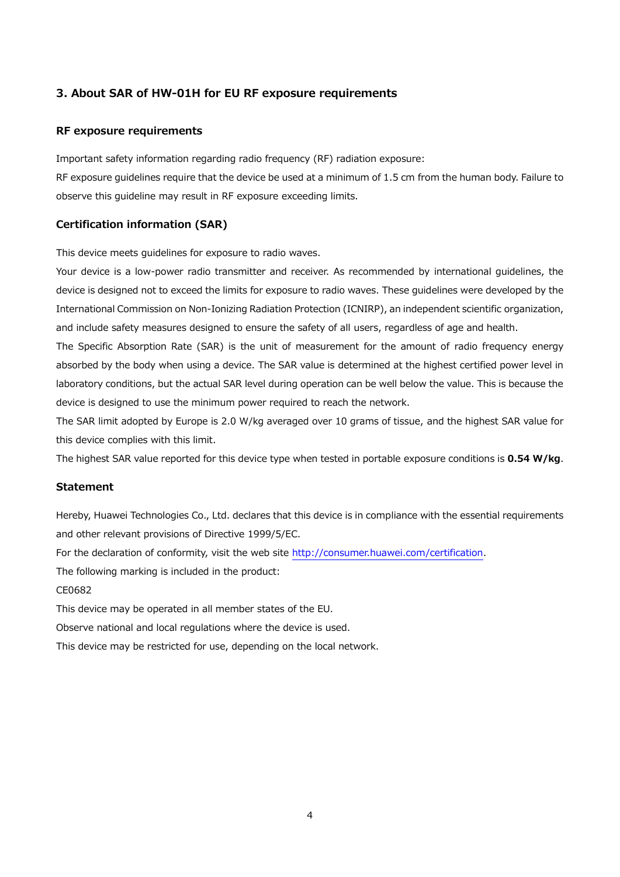## 3. About SAR of HW-01H for EU RF exposure requirements

### RF exposure requirements

Important safety information regarding radio frequency (RF) radiation exposure:

RF exposure guidelines require that the device be used at a minimum of 1.5 cm from the human body. Failure to observe this guideline may result in RF exposure exceeding limits.

### Certification information (SAR)

This device meets guidelines for exposure to radio waves.

Your device is a low-power radio transmitter and receiver. As recommended by international guidelines, the device is designed not to exceed the limits for exposure to radio waves. These guidelines were developed by the International Commission on Non-Ionizing Radiation Protection (ICNIRP), an independent scientific organization, and include safety measures designed to ensure the safety of all users, regardless of age and health.

The Specific Absorption Rate (SAR) is the unit of measurement for the amount of radio frequency energy absorbed by the body when using a device. The SAR value is determined at the highest certified power level in laboratory conditions, but the actual SAR level during operation can be well below the value. This is because the device is designed to use the minimum power required to reach the network.

The SAR limit adopted by Europe is 2.0 W/kg averaged over 10 grams of tissue, and the highest SAR value for this device complies with this limit.

The highest SAR value reported for this device type when tested in portable exposure conditions is **0.54 W/kg**.

### Statement

Hereby, Huawei Technologies Co., Ltd. declares that this device is in compliance with the essential requirements and other relevant provisions of Directive 1999/5/EC.

For the declaration of conformity, visit the web site http://consumer.huawei.com/certification.

The following marking is included in the product:

CE0682

This device may be operated in all member states of the EU.

Observe national and local regulations where the device is used.

This device may be restricted for use, depending on the local network.